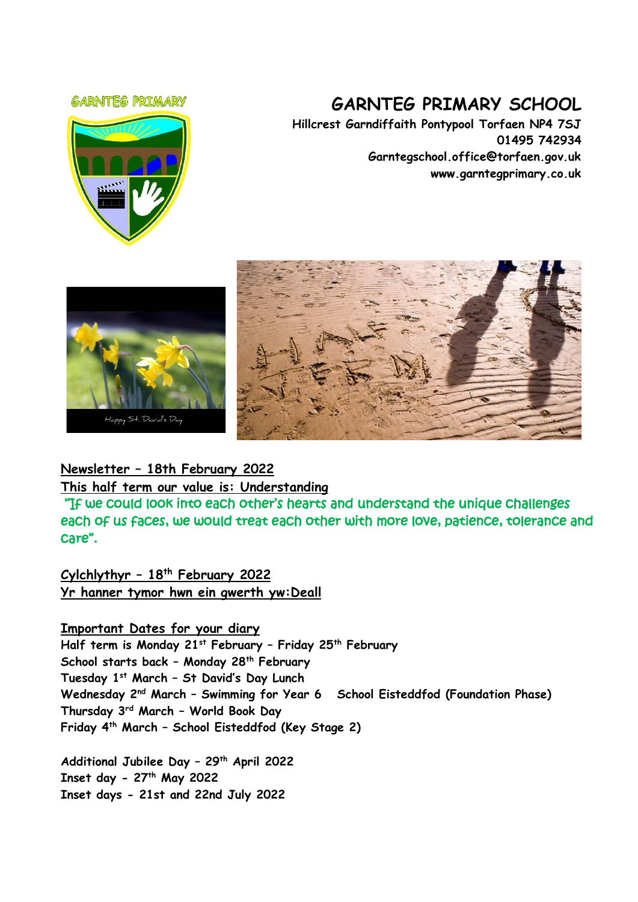GARNTEG PRIMARY

# GARNTEG PRIMARY SCHOOL

**Hillcrest Garndiffaith Pontypool Torfaen NP4 7SJ**
**01495 742934**
**Garntegschool.office@torfaen.gov.uk**
**www.garntegprimary.co.uk**

Happy St. David's Day

**Newsletter – 18th February 2022**

**This half term our value is: Understanding**

"If we could look into each other's hearts and understand the unique challenges each of us faces, we would treat each other with more love, patience, tolerance and care".

**Cylchlythyr – 18th February 2022**

**Yr hanner tymor hwn ein gwerth yw:Deall**

**Important Dates for your diary**

**Half term is Monday 21st February – Friday 25th February**
**School starts back – Monday 28th February**
**Tuesday 1st March – St David's Day Lunch**
**Wednesday 2nd March – Swimming for Year 6 School Eisteddfod (Foundation Phase)**
**Thursday 3rd March – World Book Day**
**Friday 4th March – School Eisteddfod (Key Stage 2)**

**Additional Jubilee Day – 29th April 2022**
**Inset day - 27th May 2022**
**Inset days - 21st and 22nd July 2022**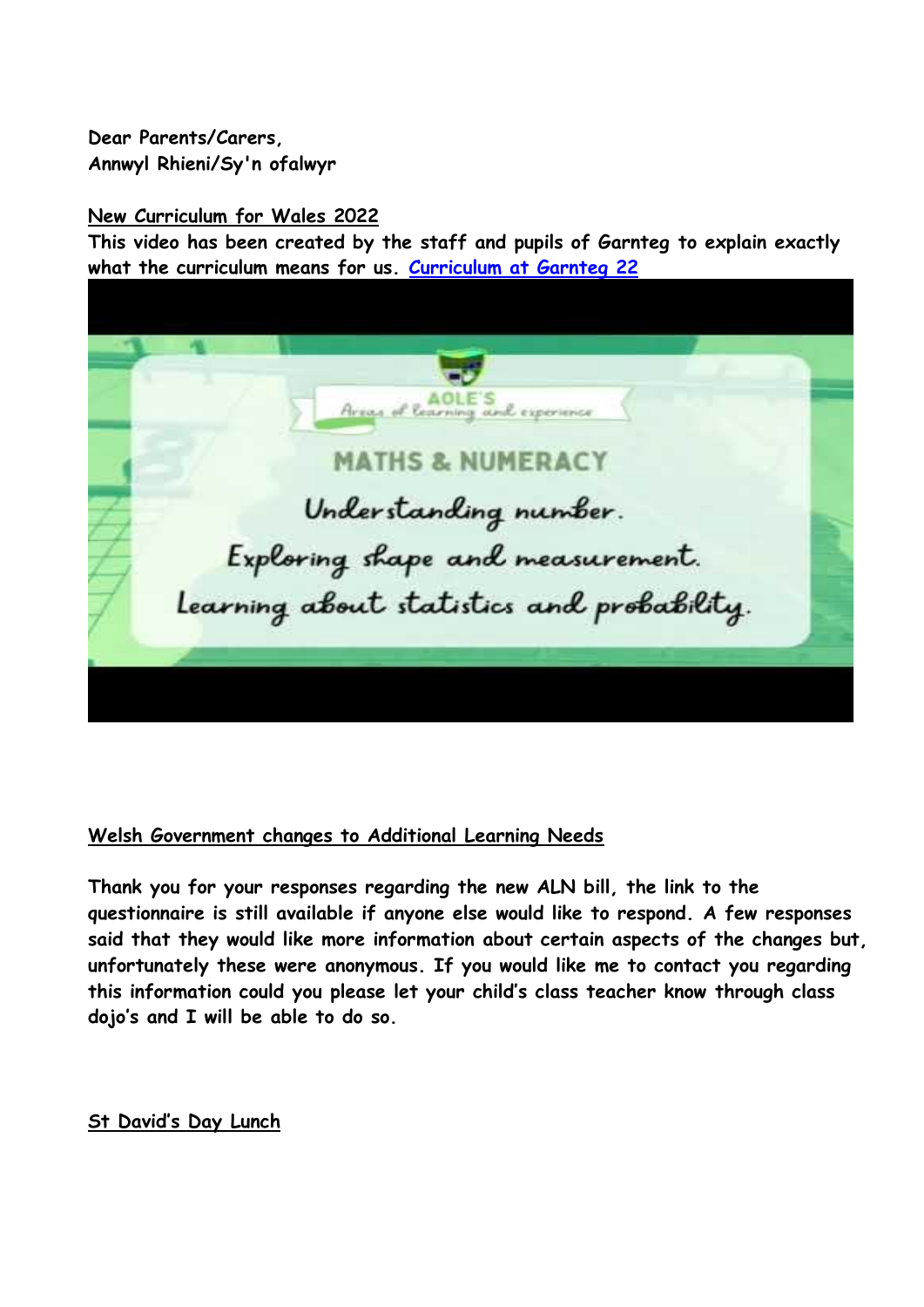**Dear Parents/Carers,**
**Annwyl Rhieni/Sy'n ofalwyr**

**New Curriculum for Wales 2022**

**This video has been created by the staff and pupils of Garnteg to explain exactly what the curriculum means for us. [Curriculum at Garnteg 22]**

**Welsh Government changes to Additional Learning Needs**

**Thank you for your responses regarding the new ALN bill, the link to the questionnaire is still available if anyone else would like to respond. A few responses said that they would like more information about certain aspects of the changes but, unfortunately these were anonymous. If you would like me to contact you regarding this information could you please let your child's class teacher know through class dojo's and I will be able to do so.**

**St David's Day Lunch**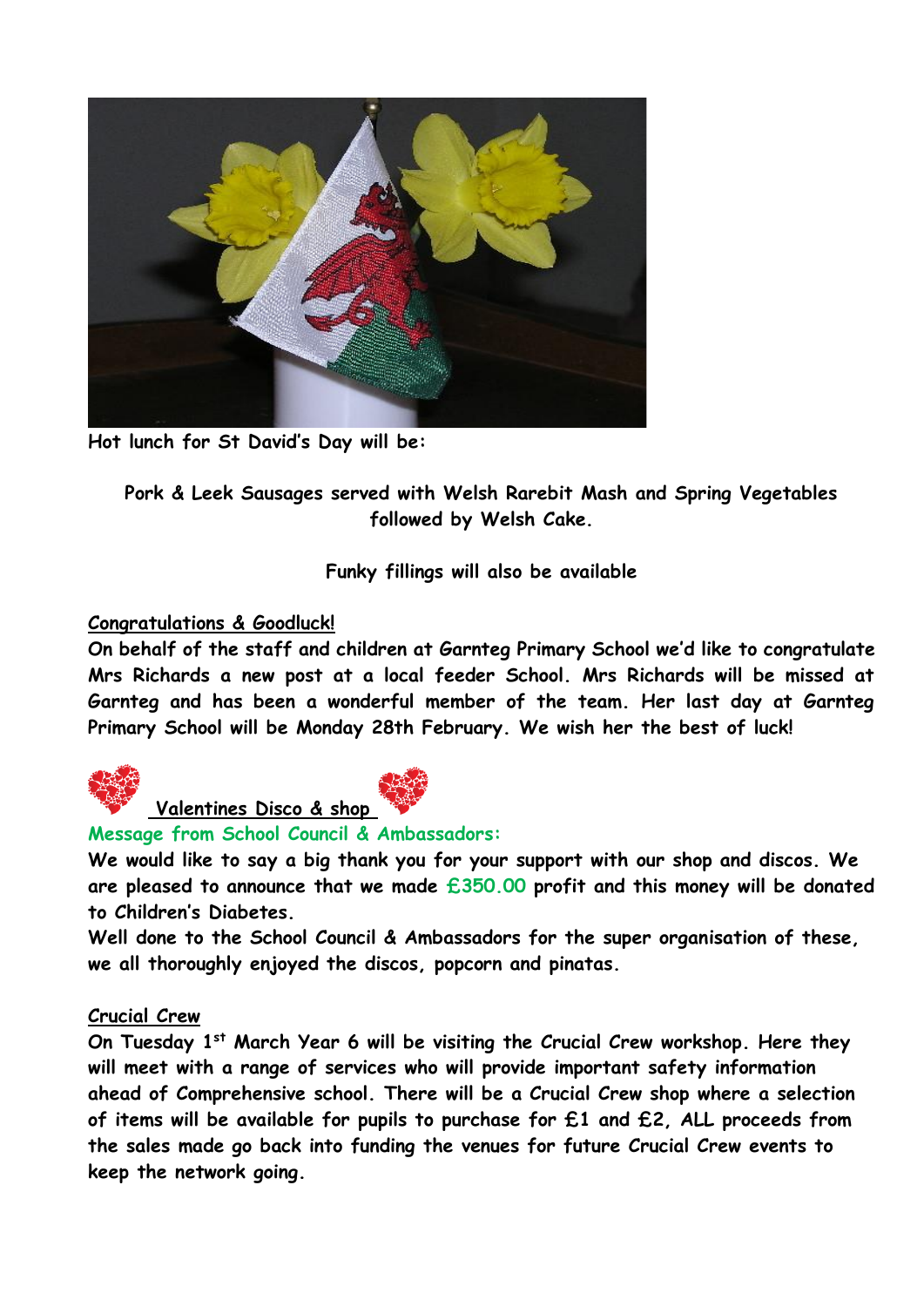**Hot lunch for St David's Day will be:**

**Pork & Leek Sausages served with Welsh Rarebit Mash and Spring Vegetables followed by Welsh Cake.**

**Funky fillings will also be available**

**Congratulations & Goodluck!**

**On behalf of the staff and children at Garnteg Primary School we'd like to congratulate Mrs Richards a new post at a local feeder School. Mrs Richards will be missed at Garnteg and has been a wonderful member of the team. Her last day at Garnteg Primary School will be Monday 28th February. We wish her the best of luck!**

**Valentines Disco & shop**

**Message from School Council & Ambassadors:**

**We would like to say a big thank you for your support with our shop and discos. We are pleased to announce that we made £350.00 profit and this money will be donated to Children's Diabetes.**

**Well done to the School Council & Ambassadors for the super organisation of these, we all thoroughly enjoyed the discos, popcorn and pinatas.**

**Crucial Crew**

**On Tuesday 1st March Year 6 will be visiting the Crucial Crew workshop. Here they will meet with a range of services who will provide important safety information ahead of Comprehensive school. There will be a Crucial Crew shop where a selection of items will be available for pupils to purchase for £1 and £2, ALL proceeds from the sales made go back into funding the venues for future Crucial Crew events to keep the network going.**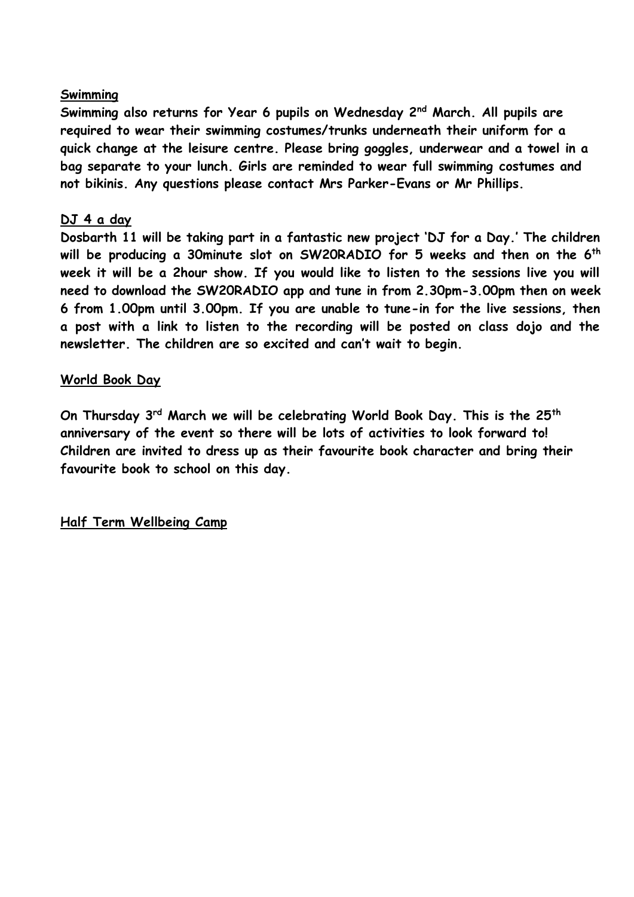## Swimming

**Swimming also returns for Year 6 pupils on Wednesday 2nd March. All pupils are required to wear their swimming costumes/trunks underneath their uniform for a quick change at the leisure centre. Please bring goggles, underwear and a towel in a bag separate to your lunch. Girls are reminded to wear full swimming costumes and not bikinis. Any questions please contact Mrs Parker-Evans or Mr Phillips.**

## DJ 4 a day

**Dosbarth 11 will be taking part in a fantastic new project 'DJ for a Day.' The children will be producing a 30minute slot on SW20RADIO for 5 weeks and then on the 6th week it will be a 2hour show. If you would like to listen to the sessions live you will need to download the SW20RADIO app and tune in from 2.30pm-3.00pm then on week 6 from 1.00pm until 3.00pm. If you are unable to tune-in for the live sessions, then a post with a link to listen to the recording will be posted on class dojo and the newsletter. The children are so excited and can't wait to begin.**

## World Book Day

**On Thursday 3rd March we will be celebrating World Book Day. This is the 25th anniversary of the event so there will be lots of activities to look forward to! Children are invited to dress up as their favourite book character and bring their favourite book to school on this day.**

## Half Term Wellbeing Camp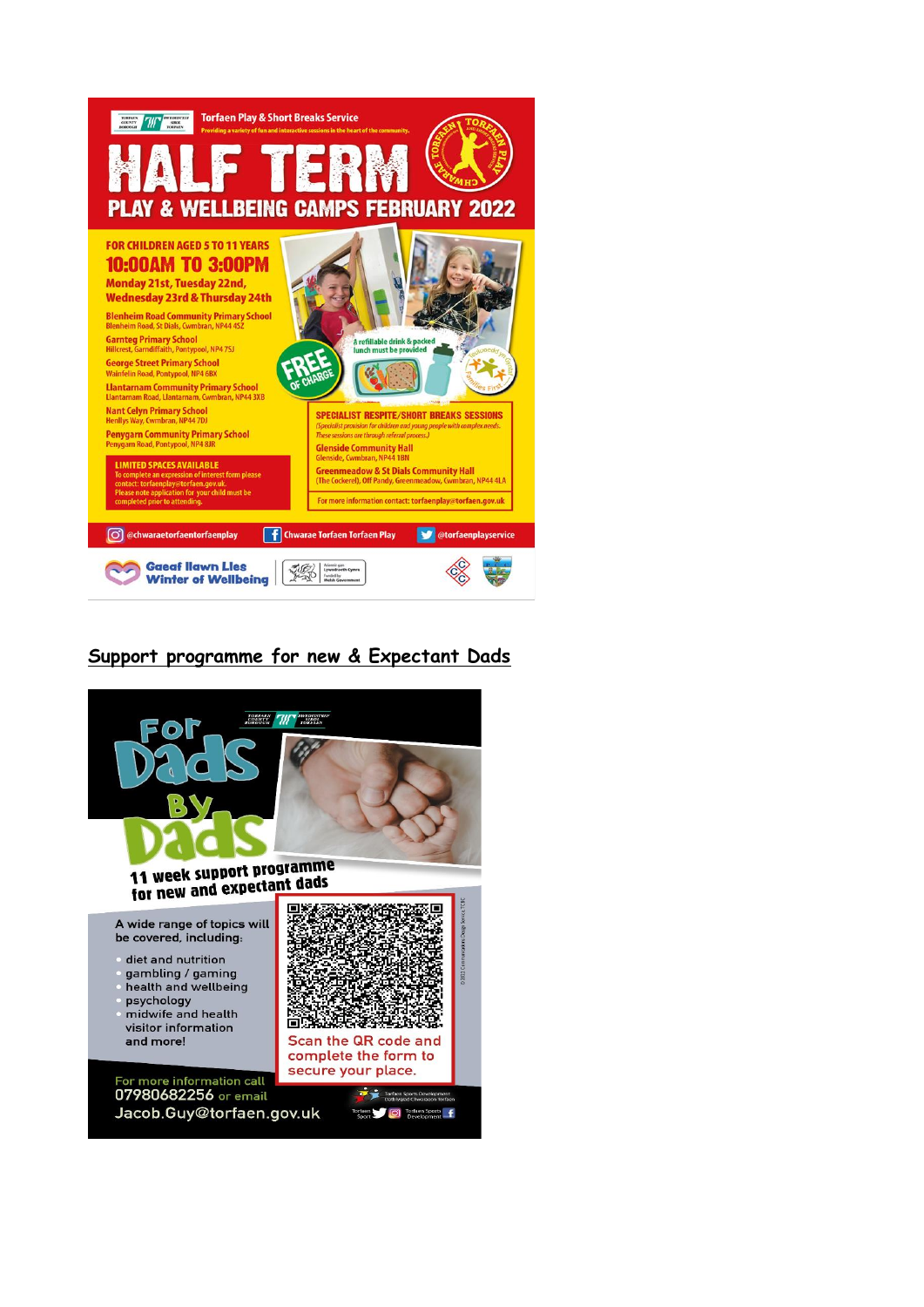Torfaen Play & Short Breaks Service

Providing a variety of fun and interactive sessions in the heart of the community.

# HALF TERM

## PLAY & WELLBEING CAMPS FEBRUARY 2022

**FOR CHILDREN AGED 5 TO 11 YEARS**

**10:00AM TO 3:00PM**

**Monday 21st, Tuesday 22nd, Wednesday 23rd & Thursday 24th**

**Blenheim Road Community Primary School**
Blenheim Road, St Dials, Cwmbran, NP44 4SZ

**Garnteg Primary School**
Hillcrest, Garndiffaith, Pontypool, NP4 7SJ

**George Street Primary School**
Wainfelin Road, Pontypool, NP4 6BX

**Llantarnam Community Primary School**
Llantarnam Road, Llantarnam, Cwmbran, NP44 3XB

**Nant Celyn Primary School**
Henllys Way, Cwmbran, NP44 7DJ

**Penygarn Community Primary School**
Penygarn Road, Pontypool, NP4 8JR

**FREE OF CHARGE**

A refillable drink & packed lunch must be provided

**LIMITED SPACES AVAILABLE**
To complete an expression of interest form please contact: torfaenplay@torfaen.gov.uk.
Please note application for your child must be completed prior to attending.

**SPECIALIST RESPITE/SHORT BREAKS SESSIONS**
*(Specialist provision for children and young people with complex needs. These sessions are through referral process.)*

**Glenside Community Hall**
Glenside, Cwmbran, NP44 1BN

**Greenmeadow & St Dials Community Hall**
(The Cockerel), Off Pandy, Greenmeadow, Cwmbran, NP44 4LA

For more information contact: torfaenplay@torfaen.gov.uk

@chwaraetorfaentorfaenplay | Chwarae Torfaen Torfaen Play | @torfaenplayservice

Gaeaf llawn Lles Winter of Wellbeing

## Support programme for new & Expectant Dads

# For Dads By Dads

**11 week support programme for new and expectant dads**

A wide range of topics will be covered, including:

- diet and nutrition
- gambling / gaming
- health and wellbeing
- psychology
- midwife and health visitor information and more!

Scan the QR code and complete the form to secure your place.

For more information call 07980682256 or email Jacob.Guy@torfaen.gov.uk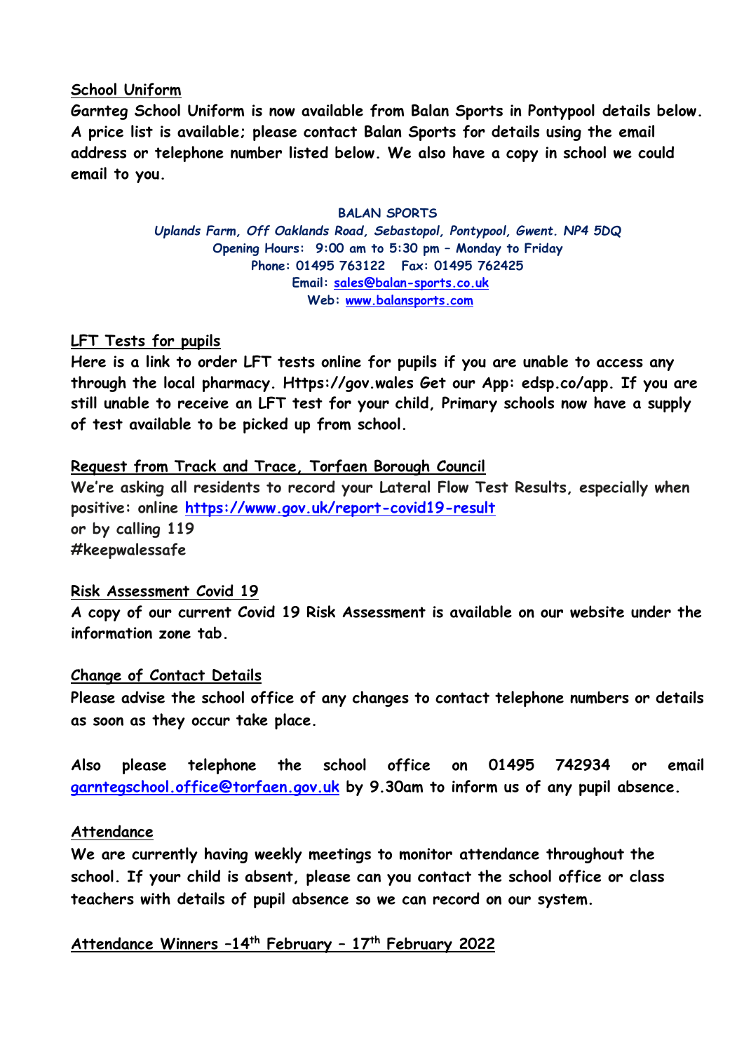**School Uniform**

**Garnteg School Uniform is now available from Balan Sports in Pontypool details below. A price list is available; please contact Balan Sports for details using the email address or telephone number listed below. We also have a copy in school we could email to you.**

**BALAN SPORTS**
***Uplands Farm, Off Oaklands Road, Sebastopol, Pontypool, Gwent. NP4 5DQ***
**Opening Hours: 9:00 am to 5:30 pm – Monday to Friday**
**Phone: 01495 763122 Fax: 01495 762425**
**Email: sales@balan-sports.co.uk**
**Web: www.balansports.com**

**LFT Tests for pupils**

**Here is a link to order LFT tests online for pupils if you are unable to access any through the local pharmacy. Https://gov.wales Get our App: edsp.co/app. If you are still unable to receive an LFT test for your child, Primary schools now have a supply of test available to be picked up from school.**

**Request from Track and Trace, Torfaen Borough Council**

**We're asking all residents to record your Lateral Flow Test Results, especially when positive: online https://www.gov.uk/report-covid19-result**
**or by calling 119**
**#keepwalessafe**

**Risk Assessment Covid 19**

**A copy of our current Covid 19 Risk Assessment is available on our website under the information zone tab.**

**Change of Contact Details**

**Please advise the school office of any changes to contact telephone numbers or details as soon as they occur take place.**

**Also please telephone the school office on 01495 742934 or email garntegschool.office@torfaen.gov.uk by 9.30am to inform us of any pupil absence.**

**Attendance**

**We are currently having weekly meetings to monitor attendance throughout the school. If your child is absent, please can you contact the school office or class teachers with details of pupil absence so we can record on our system.**

**Attendance Winners –14th February – 17th February 2022**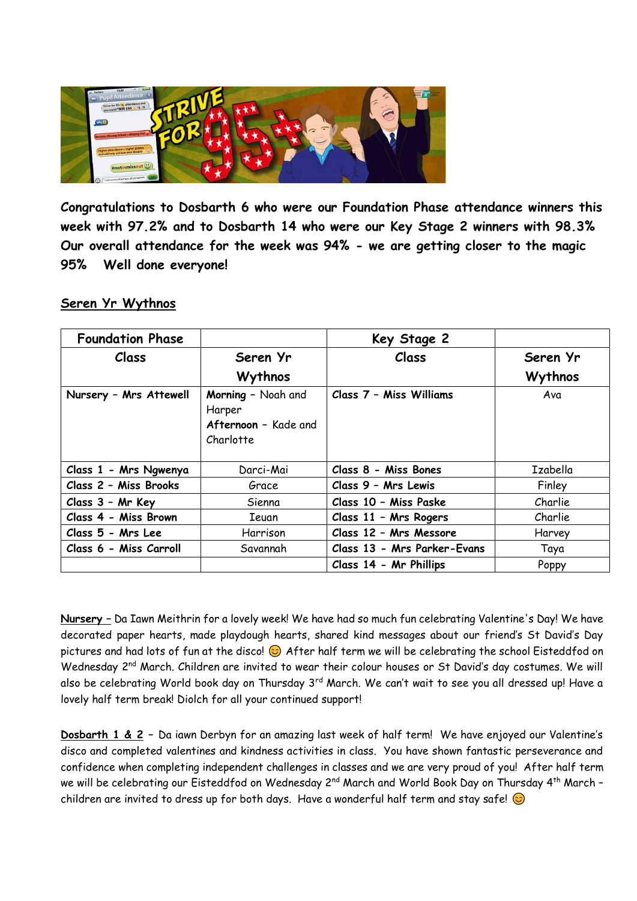**Congratulations to Dosbarth 6 who were our Foundation Phase attendance winners this week with 97.2% and to Dosbarth 14 who were our Key Stage 2 winners with 98.3% Our overall attendance for the week was 94% - we are getting closer to the magic 95% Well done everyone!**

## Seren Yr Wythnos

| Foundation Phase | | Key Stage 2 | |
|---|---|---|---|
| **Class** | **Seren Yr Wythnos** | **Class** | **Seren Yr Wythnos** |
| **Nursery - Mrs Attewell** | **Morning** - Noah and Harper<br>**Afternoon** - Kade and Charlotte | **Class 7 - Miss Williams** | Ava |
| **Class 1 - Mrs Ngwenya** | Darci-Mai | **Class 8 - Miss Bones** | Izabella |
| **Class 2 - Miss Brooks** | Grace | **Class 9 - Mrs Lewis** | Finley |
| **Class 3 - Mr Key** | Sienna | **Class 10 - Miss Paske** | Charlie |
| **Class 4 - Miss Brown** | Ieuan | **Class 11 - Mrs Rogers** | Charlie |
| **Class 5 - Mrs Lee** | Harrison | **Class 12 - Mrs Messore** | Harvey |
| **Class 6 - Miss Carroll** | Savannah | **Class 13 - Mrs Parker-Evans** | Taya |
| | | **Class 14 - Mr Phillips** | Poppy |

**Nursery** – Da Iawn Meithrin for a lovely week! We have had so much fun celebrating Valentine's Day! We have decorated paper hearts, made playdough hearts, shared kind messages about our friend's St David's Day pictures and had lots of fun at the disco! 😊 After half term we will be celebrating the school Eisteddfod on Wednesday 2nd March. Children are invited to wear their colour houses or St David's day costumes. We will also be celebrating World book day on Thursday 3rd March. We can't wait to see you all dressed up! Have a lovely half term break! Diolch for all your continued support!

**Dosbarth 1 & 2** – Da iawn Derbyn for an amazing last week of half term! We have enjoyed our Valentine's disco and completed valentines and kindness activities in class. You have shown fantastic perseverance and confidence when completing independent challenges in classes and we are very proud of you! After half term we will be celebrating our Eisteddfod on Wednesday 2nd March and World Book Day on Thursday 4th March – children are invited to dress up for both days. Have a wonderful half term and stay safe! 😊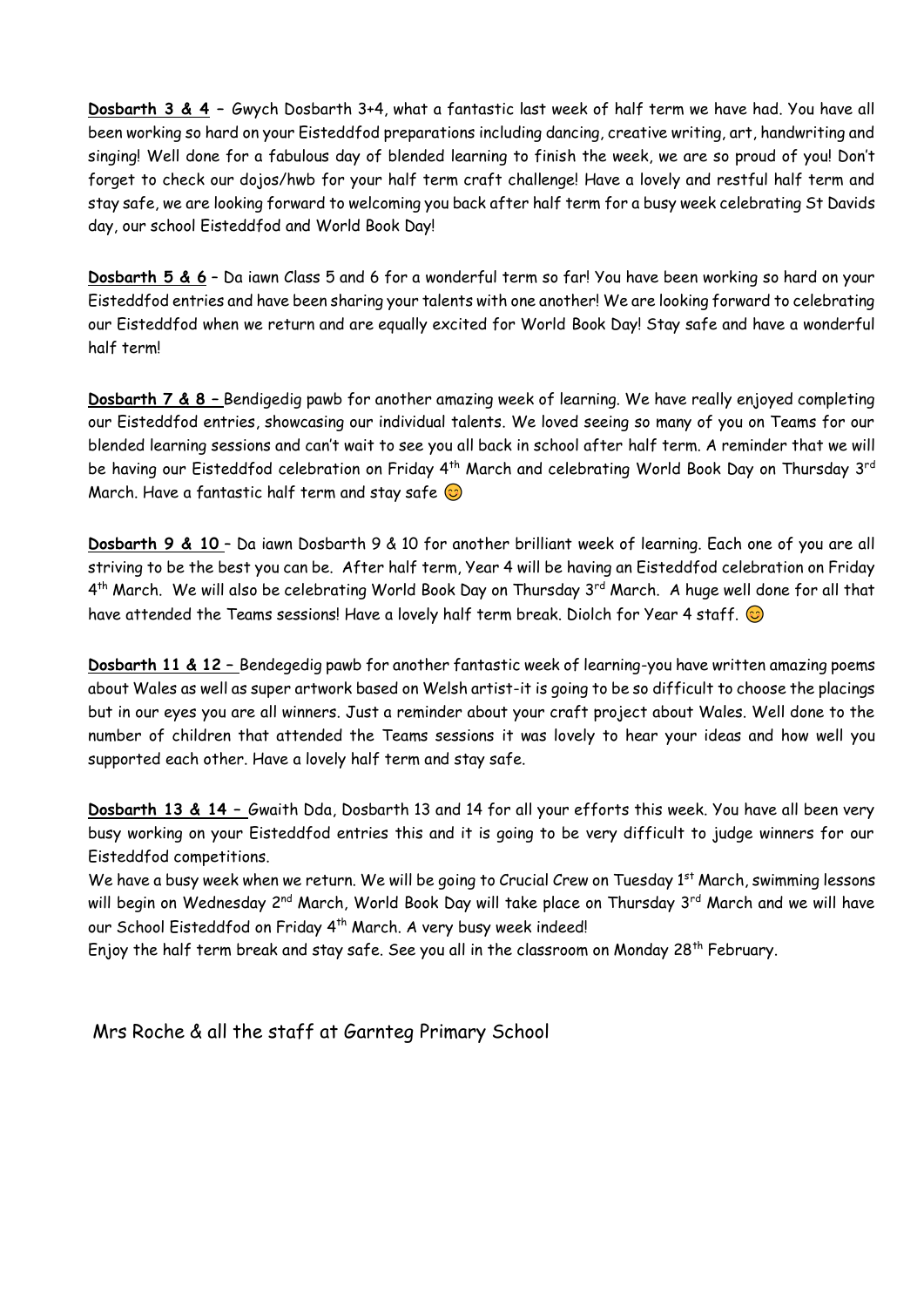**<u>Dosbarth 3 & 4</u>** – Gwych Dosbarth 3+4, what a fantastic last week of half term we have had. You have all been working so hard on your Eisteddfod preparations including dancing, creative writing, art, handwriting and singing! Well done for a fabulous day of blended learning to finish the week, we are so proud of you! Don't forget to check our dojos/hwb for your half term craft challenge! Have a lovely and restful half term and stay safe, we are looking forward to welcoming you back after half term for a busy week celebrating St Davids day, our school Eisteddfod and World Book Day!

**<u>Dosbarth 5 & 6</u>** – Da iawn Class 5 and 6 for a wonderful term so far! You have been working so hard on your Eisteddfod entries and have been sharing your talents with one another! We are looking forward to celebrating our Eisteddfod when we return and are equally excited for World Book Day! Stay safe and have a wonderful half term!

**<u>Dosbarth 7 & 8 –</u>** Bendigedig pawb for another amazing week of learning. We have really enjoyed completing our Eisteddfod entries, showcasing our individual talents. We loved seeing so many of you on Teams for our blended learning sessions and can't wait to see you all back in school after half term. A reminder that we will be having our Eisteddfod celebration on Friday 4th March and celebrating World Book Day on Thursday 3rd March. Have a fantastic half term and stay safe 😊

**<u>Dosbarth 9 & 10</u>** – Da iawn Dosbarth 9 & 10 for another brilliant week of learning. Each one of you are all striving to be the best you can be. After half term, Year 4 will be having an Eisteddfod celebration on Friday 4th March. We will also be celebrating World Book Day on Thursday 3rd March. A huge well done for all that have attended the Teams sessions! Have a lovely half term break. Diolch for Year 4 staff. 😊

**<u>Dosbarth 11 & 12 –</u>** Bendegedig pawb for another fantastic week of learning-you have written amazing poems about Wales as well as super artwork based on Welsh artist-it is going to be so difficult to choose the placings but in our eyes you are all winners. Just a reminder about your craft project about Wales. Well done to the number of children that attended the Teams sessions it was lovely to hear your ideas and how well you supported each other. Have a lovely half term and stay safe.

**<u>Dosbarth 13 & 14 –</u>** Gwaith Dda, Dosbarth 13 and 14 for all your efforts this week. You have all been very busy working on your Eisteddfod entries this and it is going to be very difficult to judge winners for our Eisteddfod competitions.

We have a busy week when we return. We will be going to Crucial Crew on Tuesday 1st March, swimming lessons will begin on Wednesday 2nd March, World Book Day will take place on Thursday 3rd March and we will have our School Eisteddfod on Friday 4th March. A very busy week indeed!

Enjoy the half term break and stay safe. See you all in the classroom on Monday 28th February.

Mrs Roche & all the staff at Garnteg Primary School